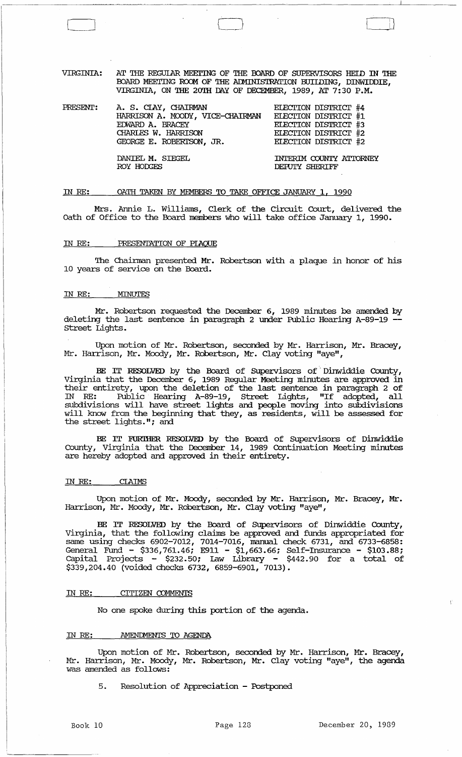VIRGINIA: AT THE REGULAR MEETING OF THE BOARD OF SUPERVISORS HELD IN THE BOARD MEETING ROOM OF THE ADMINISTRATION BUILDING, DINWIDDIE, VIRGINIA, ON THE 20TH DAY OF DECEMBER, 1989, AT 7:30 P.M.

| PRESENT: | | |
|---|---|---|
| | A. S. CLAY, CHAIRMAN | ELECTION DISTRICT #4 |
| | HARRISON A. MOODY, VICE-CHAIRMAN | ELECTION DISTRICT #1 |
| | EDWARD A. BRACEY | ELECTION DISTRICT #3 |
| | CHARLES W. HARRISON | ELECTION DISTRICT #2 |
| | GEORGE E. ROBERTSON, JR. | ELECTION DISTRICT #2 |
| | DANIEL M. SIEGEL | INTERIM COUNTY ATTORNEY |
| | ROY HODGES | DEPUTY SHERIFF |

IN RE: OATH TAKEN BY MEMBERS TO TAKE OFFICE JANUARY 1, 1990

Mrs. Annie L. Williams, Clerk of the Circuit Court, delivered the Oath of Office to the Board members who will take office January 1, 1990.

IN RE: PRESENTATION OF PLAQUE

The Chairman presented Mr. Robertson with a plaque in honor of his 10 years of service on the Board.

IN RE: MINUTES

Mr. Robertson requested the December 6, 1989 minutes be amended by deleting the last sentence in paragraph 2 under Public Hearing A-89-19 -- Street Lights.

Upon motion of Mr. Robertson, seconded by Mr. Harrison, Mr. Bracey, Mr. Harrison, Mr. Moody, Mr. Robertson, Mr. Clay voting "aye",

BE IT RESOLVED by the Board of Supervisors of Dinwiddie County, Virginia that the December 6, 1989 Regular Meeting minutes are approved in their entirety, upon the deletion of the last sentence in paragraph 2 of IN RE: Public Hearing A-89-19, Street Lights, "If adopted, all subdivisions will have street lights and people moving into subdivisions will know from the beginning that they, as residents, will be assessed for the street lights."; and

BE IT FURTHER RESOLVED by the Board of Supervisors of Dinwiddie County, Virginia that the December 14, 1989 Continuation Meeting minutes are hereby adopted and approved in their entirety.

IN RE: CLAIMS

Upon motion of Mr. Moody, seconded by Mr. Harrison, Mr. Bracey, Mr. Harrison, Mr. Moody, Mr. Robertson, Mr. Clay voting "aye",

BE IT RESOLVED by the Board of Supervisors of Dinwiddie County, Virginia, that the following claims be approved and funds appropriated for same using checks 6902-7012, 7014-7016, manual check 6731, and 6733-6858: General Fund - $336,761.46; E911 - $1,663.66; Self-Insurance - $103.88; Capital Projects - $232.50; Law Library - $442.90 for a total of $339,204.40 (voided checks 6732, 6859-6901, 7013).

IN RE: CITIZEN COMMENTS

No one spoke during this portion of the agenda.

IN RE: AMENDMENTS TO AGENDA

Upon motion of Mr. Robertson, seconded by Mr. Harrison, Mr. Bracey, Mr. Harrison, Mr. Moody, Mr. Robertson, Mr. Clay voting "aye", the agenda was amended as follows:

5. Resolution of Appreciation - Postponed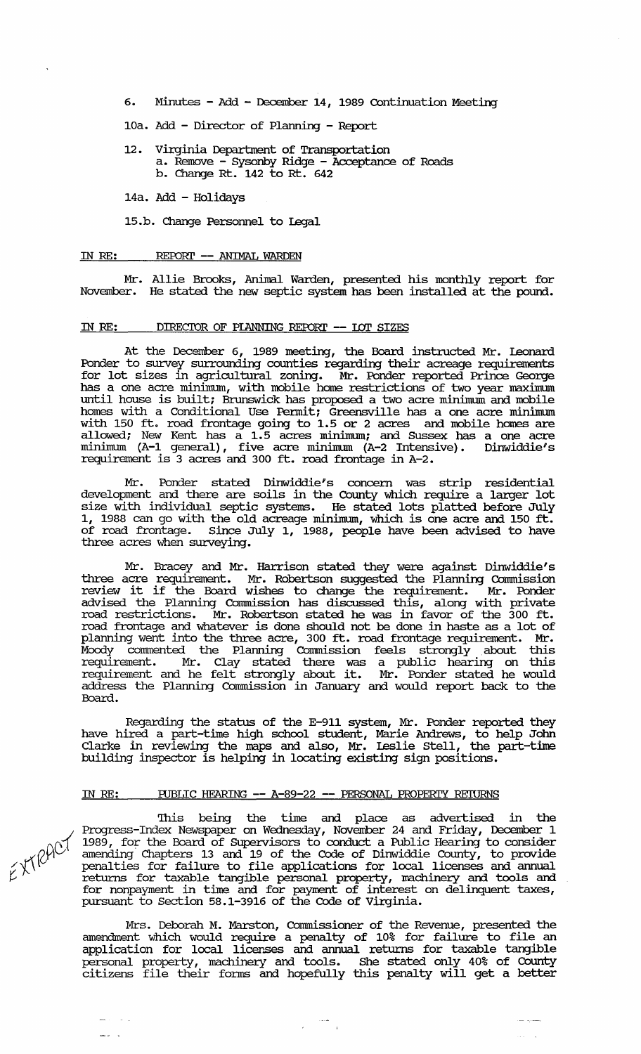6. Minutes - Add - December 14, 1989 Continuation Meeting

10a. Add - Director of Planning - Report

12. Virginia Department of Transportation
    a. Remove - Sysonby Ridge - Acceptance of Roads
    b. Change Rt. 142 to Rt. 642

14a. Add - Holidays

15.b. Change Personnel to Legal

IN RE: REPORT -- ANIMAL WARDEN

Mr. Allie Brooks, Animal Warden, presented his monthly report for November. He stated the new septic system has been installed at the pound.

IN RE: DIRECTOR OF PLANNING REPORT -- LOT SIZES

At the December 6, 1989 meeting, the Board instructed Mr. Leonard Ponder to survey surrounding counties regarding their acreage requirements for lot sizes in agricultural zoning. Mr. Ponder reported Prince George has a one acre minimum, with mobile home restrictions of two year maximum until house is built; Brunswick has proposed a two acre minimum and mobile homes with a Conditional Use Permit; Greensville has a one acre minimum with 150 ft. road frontage going to 1.5 or 2 acres and mobile homes are allowed; New Kent has a 1.5 acres minimum; and Sussex has a one acre minimum (A-1 general), five acre minimum (A-2 Intensive). Dinwiddie's requirement is 3 acres and 300 ft. road frontage in A-2.

Mr. Ponder stated Dinwiddie's concern was strip residential development and there are soils in the County which require a larger lot size with individual septic systems. He stated lots platted before July 1, 1988 can go with the old acreage minimum, which is one acre and 150 ft. of road frontage. Since July 1, 1988, people have been advised to have three acres when surveying.

Mr. Bracey and Mr. Harrison stated they were against Dinwiddie's three acre requirement. Mr. Robertson suggested the Planning Commission review it if the Board wishes to change the requirement. Mr. Ponder advised the Planning Commission has discussed this, along with private road restrictions. Mr. Robertson stated he was in favor of the 300 ft. road frontage and whatever is done should not be done in haste as a lot of planning went into the three acre, 300 ft. road frontage requirement. Mr. Moody commented the Planning Commission feels strongly about this requirement. Mr. Clay stated there was a public hearing on this requirement and he felt strongly about it. Mr. Ponder stated he would address the Planning Commission in January and would report back to the Board.

Regarding the status of the E-911 system, Mr. Ponder reported they have hired a part-time high school student, Marie Andrews, to help John Clarke in reviewing the maps and also, Mr. Leslie Stell, the part-time building inspector is helping in locating existing sign positions.

IN RE: PUBLIC HEARING -- A-89-22 -- PERSONAL PROPERTY RETURNS

EXTRACT

This being the time and place as advertised in the Progress-Index Newspaper on Wednesday, November 24 and Friday, December 1 1989, for the Board of Supervisors to conduct a Public Hearing to consider amending Chapters 13 and 19 of the Code of Dinwiddie County, to provide penalties for failure to file applications for local licenses and annual returns for taxable tangible personal property, machinery and tools and for nonpayment in time and for payment of interest on delinquent taxes, pursuant to Section 58.1-3916 of the Code of Virginia.

Mrs. Deborah M. Marston, Commissioner of the Revenue, presented the amendment which would require a penalty of 10% for failure to file an application for local licenses and annual returns for taxable tangible personal property, machinery and tools. She stated only 40% of County citizens file their forms and hopefully this penalty will get a better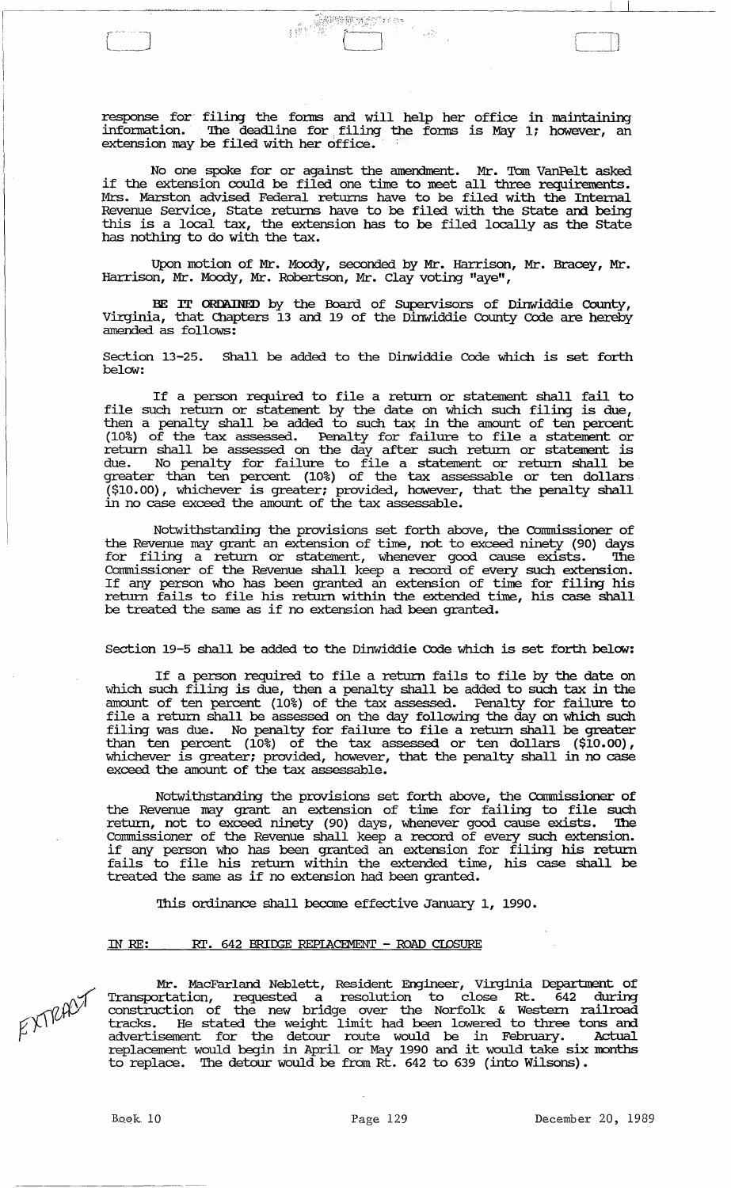response for filing the forms and will help her office in maintaining information. The deadline for filing the forms is May 1; however, an extension may be filed with her office.

No one spoke for or against the amendment. Mr. Tom VanPelt asked if the extension could be filed one time to meet all three requirements. Mrs. Marston advised Federal returns have to be filed with the Internal Revenue Service, State returns have to be filed with the State and being this is a local tax, the extension has to be filed locally as the State has nothing to do with the tax.

Upon motion of Mr. Moody, seconded by Mr. Harrison, Mr. Bracey, Mr. Harrison, Mr. Moody, Mr. Robertson, Mr. Clay voting "aye",

**BE IT ORDAINED** by the Board of Supervisors of Dinwiddie County, Virginia, that Chapters 13 and 19 of the Dinwiddie County Code are hereby amended as follows:

Section 13-25. Shall be added to the Dinwiddie Code which is set forth below:

If a person required to file a return or statement shall fail to file such return or statement by the date on which such filing is due, then a penalty shall be added to such tax in the amount of ten percent (10%) of the tax assessed. Penalty for failure to file a statement or return shall be assessed on the day after such return or statement is due. No penalty for failure to file a statement or return shall be greater than ten percent (10%) of the tax assessable or ten dollars ($10.00), whichever is greater; provided, however, that the penalty shall in no case exceed the amount of the tax assessable.

Notwithstanding the provisions set forth above, the Commissioner of the Revenue may grant an extension of time, not to exceed ninety (90) days for filing a return or statement, whenever good cause exists. The Commissioner of the Revenue shall keep a record of every such extension. If any person who has been granted an extension of time for filing his return fails to file his return within the extended time, his case shall be treated the same as if no extension had been granted.

Section 19-5 shall be added to the Dinwiddie Code which is set forth below:

If a person required to file a return fails to file by the date on which such filing is due, then a penalty shall be added to such tax in the amount of ten percent (10%) of the tax assessed. Penalty for failure to file a return shall be assessed on the day following the day on which such filing was due. No penalty for failure to file a return shall be greater than ten percent (10%) of the tax assessed or ten dollars ($10.00), whichever is greater; provided, however, that the penalty shall in no case exceed the amount of the tax assessable.

Notwithstanding the provisions set forth above, the Commissioner of the Revenue may grant an extension of time for failing to file such return, not to exceed ninety (90) days, whenever good cause exists. The Commissioner of the Revenue shall keep a record of every such extension. if any person who has been granted an extension for filing his return fails to file his return within the extended time, his case shall be treated the same as if no extension had been granted.

This ordinance shall become effective January 1, 1990.

IN RE: RT. 642 BRIDGE REPLACEMENT - ROAD CLOSURE

EXTRACT

Mr. MacFarland Neblett, Resident Engineer, Virginia Department of Transportation, requested a resolution to close Rt. 642 during construction of the new bridge over the Norfolk & Western railroad tracks. He stated the weight limit had been lowered to three tons and advertisement for the detour route would be in February. Actual replacement would begin in April or May 1990 and it would take six months to replace. The detour would be from Rt. 642 to 639 (into Wilsons).

Book 10 Page 129 December 20, 1989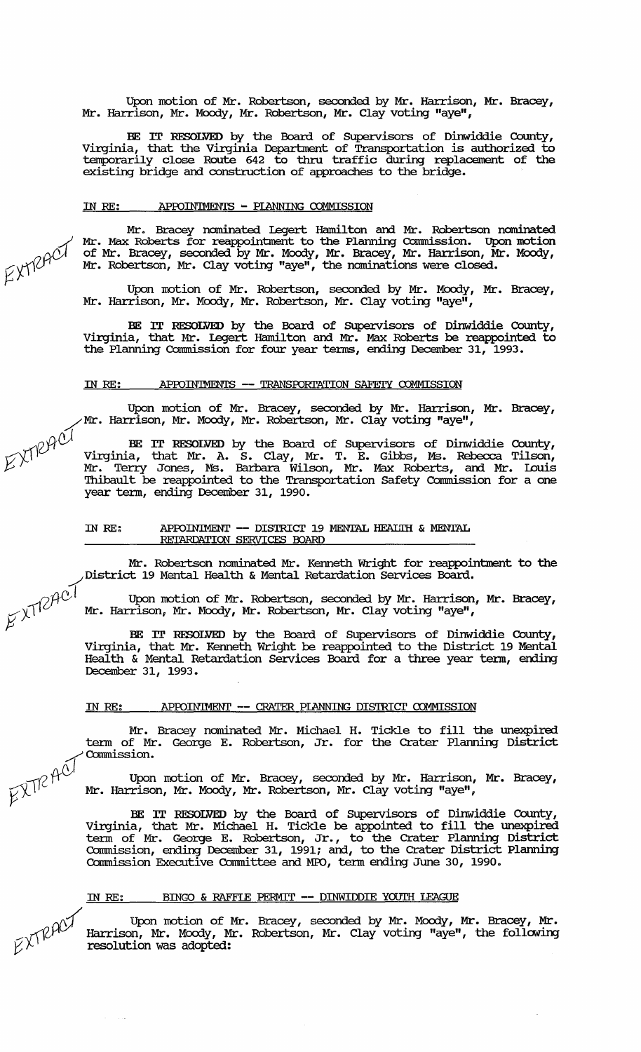Upon motion of Mr. Robertson, seconded by Mr. Harrison, Mr. Bracey, Mr. Harrison, Mr. Moody, Mr. Robertson, Mr. Clay voting "aye",

BE IT RESOLVED by the Board of Supervisors of Dinwiddie County, Virginia, that the Virginia Department of Transportation is authorized to temporarily close Route 642 to thru traffic during replacement of the existing bridge and construction of approaches to the bridge.

IN RE: APPOINTMENTS - PLANNING COMMISSION

EXTRACT

Mr. Bracey nominated Legert Hamilton and Mr. Robertson nominated Mr. Max Roberts for reappointment to the Planning Commission. Upon motion of Mr. Bracey, seconded by Mr. Moody, Mr. Bracey, Mr. Harrison, Mr. Moody, Mr. Robertson, Mr. Clay voting "aye", the nominations were closed.

Upon motion of Mr. Robertson, seconded by Mr. Moody, Mr. Bracey, Mr. Harrison, Mr. Moody, Mr. Robertson, Mr. Clay voting "aye",

BE IT RESOLVED by the Board of Supervisors of Dinwiddie County, Virginia, that Mr. Legert Hamilton and Mr. Max Roberts be reappointed to the Planning Commission for four year terms, ending December 31, 1993.

IN RE: APPOINTMENTS -- TRANSPORTATION SAFETY COMMISSION

EXTRACT

Upon motion of Mr. Bracey, seconded by Mr. Harrison, Mr. Bracey, Mr. Harrison, Mr. Moody, Mr. Robertson, Mr. Clay voting "aye",

BE IT RESOLVED by the Board of Supervisors of Dinwiddie County, Virginia, that Mr. A. S. Clay, Mr. T. E. Gibbs, Ms. Rebecca Tilson, Mr. Terry Jones, Ms. Barbara Wilson, Mr. Max Roberts, and Mr. Louis Thibault be reappointed to the Transportation Safety Commission for a one year term, ending December 31, 1990.

IN RE: APPOINTMENT -- DISTRICT 19 MENTAL HEALTH & MENTAL RETARDATION SERVICES BOARD

EXTRACT

Mr. Robertson nominated Mr. Kenneth Wright for reappointment to the District 19 Mental Health & Mental Retardation Services Board.

Upon motion of Mr. Robertson, seconded by Mr. Harrison, Mr. Bracey, Mr. Harrison, Mr. Moody, Mr. Robertson, Mr. Clay voting "aye",

BE IT RESOLVED by the Board of Supervisors of Dinwiddie County, Virginia, that Mr. Kenneth Wright be reappointed to the District 19 Mental Health & Mental Retardation Services Board for a three year term, ending December 31, 1993.

IN RE: APPOINTMENT -- CRATER PLANNING DISTRICT COMMISSION

EXTRACT

Mr. Bracey nominated Mr. Michael H. Tickle to fill the unexpired term of Mr. George E. Robertson, Jr. for the Crater Planning District Commission.

Upon motion of Mr. Bracey, seconded by Mr. Harrison, Mr. Bracey, Mr. Harrison, Mr. Moody, Mr. Robertson, Mr. Clay voting "aye",

BE IT RESOLVED by the Board of Supervisors of Dinwiddie County, Virginia, that Mr. Michael H. Tickle be appointed to fill the unexpired term of Mr. George E. Robertson, Jr., to the Crater Planning District Commission, ending December 31, 1991; and, to the Crater District Planning Commission Executive Committee and MPO, term ending June 30, 1990.

IN RE: BINGO & RAFFLE PERMIT -- DINWIDDIE YOUTH LEAGUE

EXTRACT

Upon motion of Mr. Bracey, seconded by Mr. Moody, Mr. Bracey, Mr. Harrison, Mr. Moody, Mr. Robertson, Mr. Clay voting "aye", the following resolution was adopted: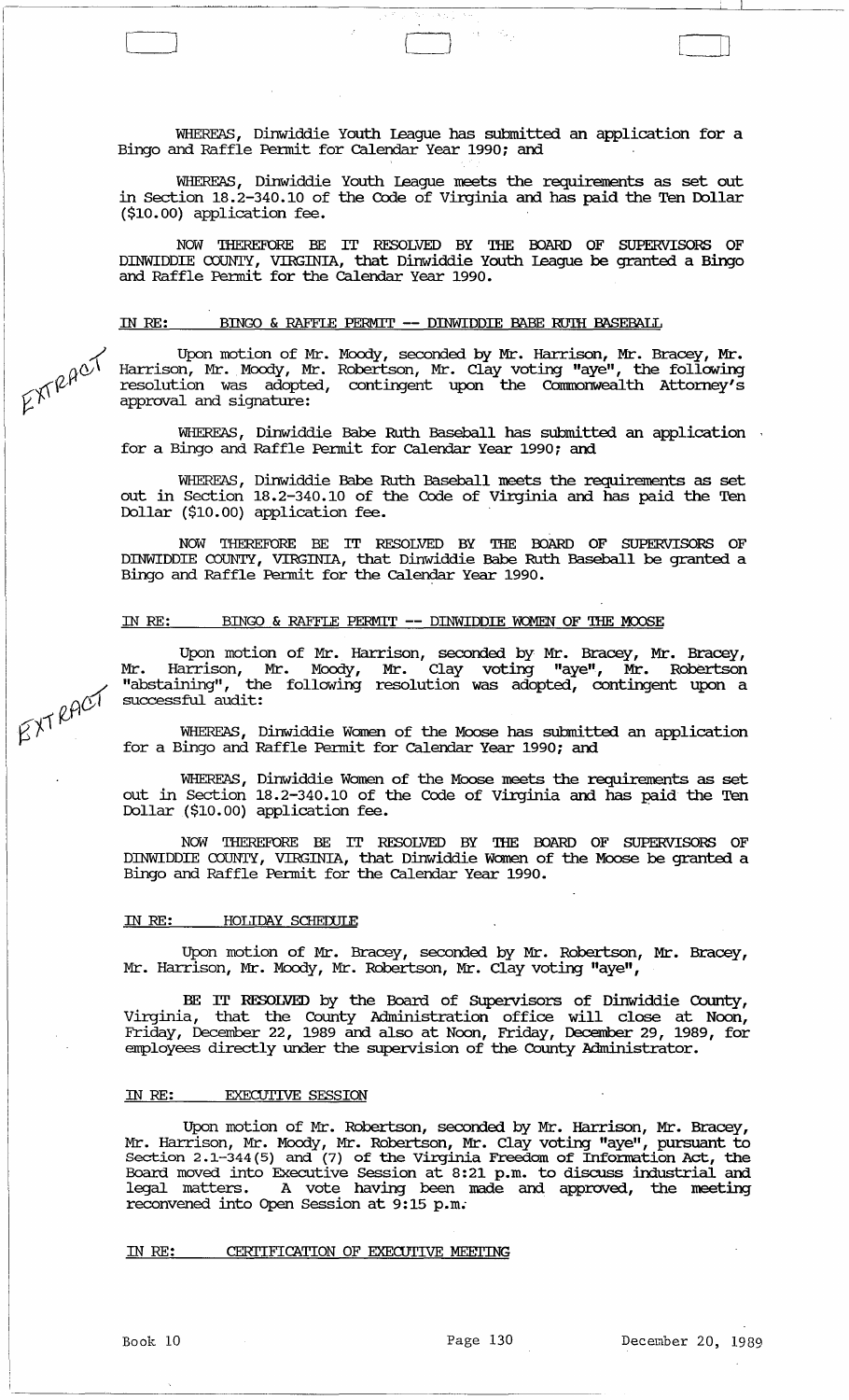WHEREAS, Dinwiddie Youth League has submitted an application for a Bingo and Raffle Permit for Calendar Year 1990; and

WHEREAS, Dinwiddie Youth League meets the requirements as set out in Section 18.2-340.10 of the Code of Virginia and has paid the Ten Dollar ($10.00) application fee.

NOW THEREFORE BE IT RESOLVED BY THE BOARD OF SUPERVISORS OF DINWIDDIE COUNTY, VIRGINIA, that Dinwiddie Youth League be granted a Bingo and Raffle Permit for the Calendar Year 1990.

IN RE: BINGO & RAFFLE PERMIT -- DINWIDDIE BABE RUTH BASEBALL

EXTRACT

Upon motion of Mr. Moody, seconded by Mr. Harrison, Mr. Bracey, Mr. Harrison, Mr. Moody, Mr. Robertson, Mr. Clay voting "aye", the following resolution was adopted, contingent upon the Commonwealth Attorney's approval and signature:

WHEREAS, Dinwiddie Babe Ruth Baseball has submitted an application for a Bingo and Raffle Permit for Calendar Year 1990; and

WHEREAS, Dinwiddie Babe Ruth Baseball meets the requirements as set out in Section 18.2-340.10 of the Code of Virginia and has paid the Ten Dollar ($10.00) application fee.

NOW THEREFORE BE IT RESOLVED BY THE BOARD OF SUPERVISORS OF DINWIDDIE COUNTY, VIRGINIA, that Dinwiddie Babe Ruth Baseball be granted a Bingo and Raffle Permit for the Calendar Year 1990.

IN RE: BINGO & RAFFLE PERMIT -- DINWIDDIE WOMEN OF THE MOOSE

EXTRACT

Upon motion of Mr. Harrison, seconded by Mr. Bracey, Mr. Bracey, Mr. Harrison, Mr. Moody, Mr. Clay voting "aye", Mr. Robertson "abstaining", the following resolution was adopted, contingent upon a successful audit:

WHEREAS, Dinwiddie Women of the Moose has submitted an application for a Bingo and Raffle Permit for Calendar Year 1990; and

WHEREAS, Dinwiddie Women of the Moose meets the requirements as set out in Section 18.2-340.10 of the Code of Virginia and has paid the Ten Dollar ($10.00) application fee.

NOW THEREFORE BE IT RESOLVED BY THE BOARD OF SUPERVISORS OF DINWIDDIE COUNTY, VIRGINIA, that Dinwiddie Women of the Moose be granted a Bingo and Raffle Permit for the Calendar Year 1990.

IN RE: HOLIDAY SCHEDULE

Upon motion of Mr. Bracey, seconded by Mr. Robertson, Mr. Bracey, Mr. Harrison, Mr. Moody, Mr. Robertson, Mr. Clay voting "aye",

BE IT RESOLVED by the Board of Supervisors of Dinwiddie County, Virginia, that the County Administration office will close at Noon, Friday, December 22, 1989 and also at Noon, Friday, December 29, 1989, for employees directly under the supervision of the County Administrator.

IN RE: EXECUTIVE SESSION

Upon motion of Mr. Robertson, seconded by Mr. Harrison, Mr. Bracey, Mr. Harrison, Mr. Moody, Mr. Robertson, Mr. Clay voting "aye", pursuant to Section 2.1-344(5) and (7) of the Virginia Freedom of Information Act, the Board moved into Executive Session at 8:21 p.m. to discuss industrial and legal matters. A vote having been made and approved, the meeting reconvened into Open Session at 9:15 p.m.

IN RE: CERTIFICATION OF EXECUTIVE MEETING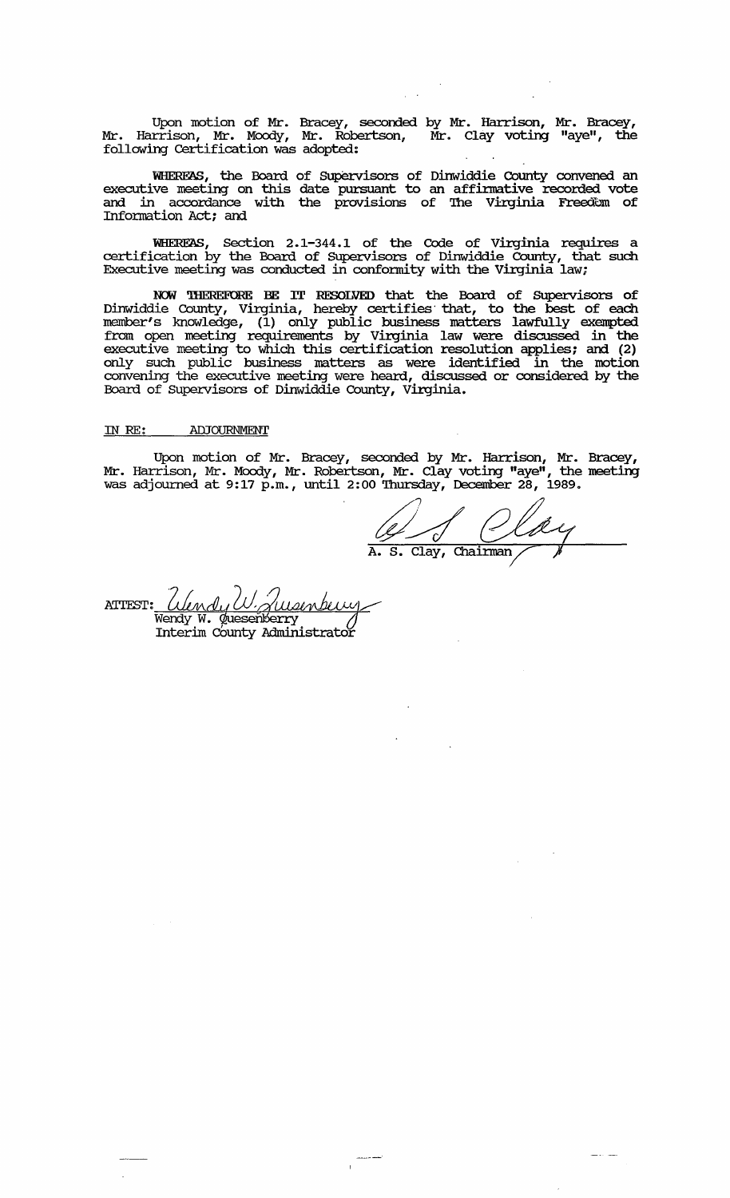Upon motion of Mr. Bracey, seconded by Mr. Harrison, Mr. Bracey, Mr. Harrison, Mr. Moody, Mr. Robertson, Mr. Clay voting "aye", the following Certification was adopted:

**WHEREAS**, the Board of Supervisors of Dinwiddie County convened an executive meeting on this date pursuant to an affirmative recorded vote and in accordance with the provisions of The Virginia Freedom of Information Act; and

**WHEREAS**, Section 2.1-344.1 of the Code of Virginia requires a certification by the Board of Supervisors of Dinwiddie County, that such Executive meeting was conducted in conformity with the Virginia law;

**NOW THEREFORE BE IT RESOLVED** that the Board of Supervisors of Dinwiddie County, Virginia, hereby certifies that, to the best of each member's knowledge, (1) only public business matters lawfully exempted from open meeting requirements by Virginia law were discussed in the executive meeting to which this certification resolution applies; and (2) only such public business matters as were identified in the motion convening the executive meeting were heard, discussed or considered by the Board of Supervisors of Dinwiddie County, Virginia.

IN RE: ADJOURNMENT

Upon motion of Mr. Bracey, seconded by Mr. Harrison, Mr. Bracey, Mr. Harrison, Mr. Moody, Mr. Robertson, Mr. Clay voting "aye", the meeting was adjourned at 9:17 p.m., until 2:00 Thursday, December 28, 1989.

A. S. Clay, Chairman

ATTEST: Wendy W. Quesenberry
Interim County Administrator